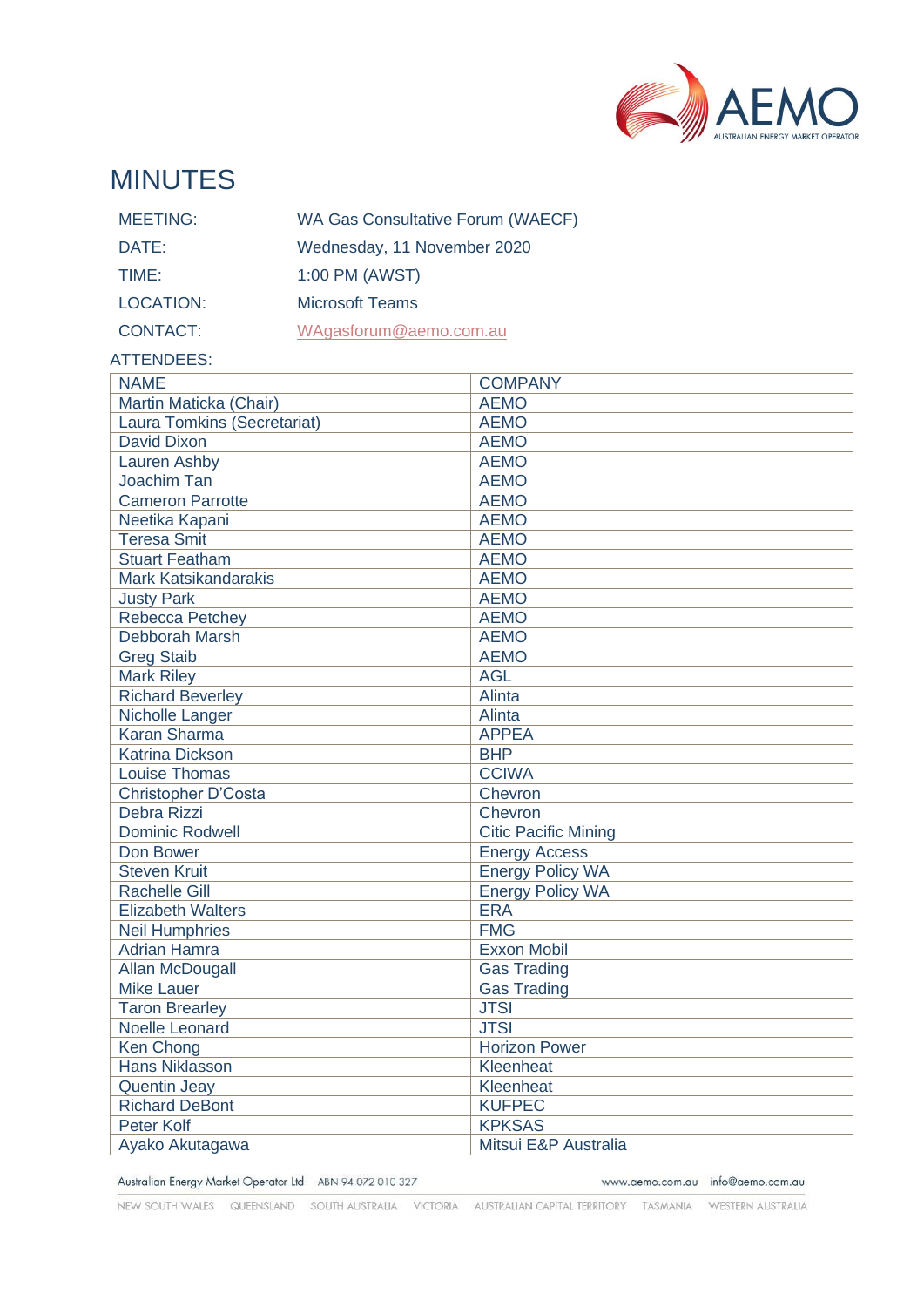# MINUTES

| | |
|---|---|
| MEETING: | WA Gas Consultative Forum (WAECF) |
| DATE: | Wednesday, 11 November 2020 |
| TIME: | 1:00 PM (AWST) |
| LOCATION: | Microsoft Teams |
| CONTACT: | WAgasforum@aemo.com.au |

ATTENDEES:

| NAME | COMPANY |
|---|---|
| Martin Maticka (Chair) | AEMO |
| Laura Tomkins (Secretariat) | AEMO |
| David Dixon | AEMO |
| Lauren Ashby | AEMO |
| Joachim Tan | AEMO |
| Cameron Parrotte | AEMO |
| Neetika Kapani | AEMO |
| Teresa Smit | AEMO |
| Stuart Featham | AEMO |
| Mark Katsikandarakis | AEMO |
| Justy Park | AEMO |
| Rebecca Petchey | AEMO |
| Debborah Marsh | AEMO |
| Greg Staib | AEMO |
| Mark Riley | AGL |
| Richard Beverley | Alinta |
| Nicholle Langer | Alinta |
| Karan Sharma | APPEA |
| Katrina Dickson | BHP |
| Louise Thomas | CCIWA |
| Christopher D'Costa | Chevron |
| Debra Rizzi | Chevron |
| Dominic Rodwell | Citic Pacific Mining |
| Don Bower | Energy Access |
| Steven Kruit | Energy Policy WA |
| Rachelle Gill | Energy Policy WA |
| Elizabeth Walters | ERA |
| Neil Humphries | FMG |
| Adrian Hamra | Exxon Mobil |
| Allan McDougall | Gas Trading |
| Mike Lauer | Gas Trading |
| Taron Brearley | JTSI |
| Noelle Leonard | JTSI |
| Ken Chong | Horizon Power |
| Hans Niklasson | Kleenheat |
| Quentin Jeay | Kleenheat |
| Richard DeBont | KUFPEC |
| Peter Kolf | KPKSAS |
| Ayako Akutagawa | Mitsui E&P Australia |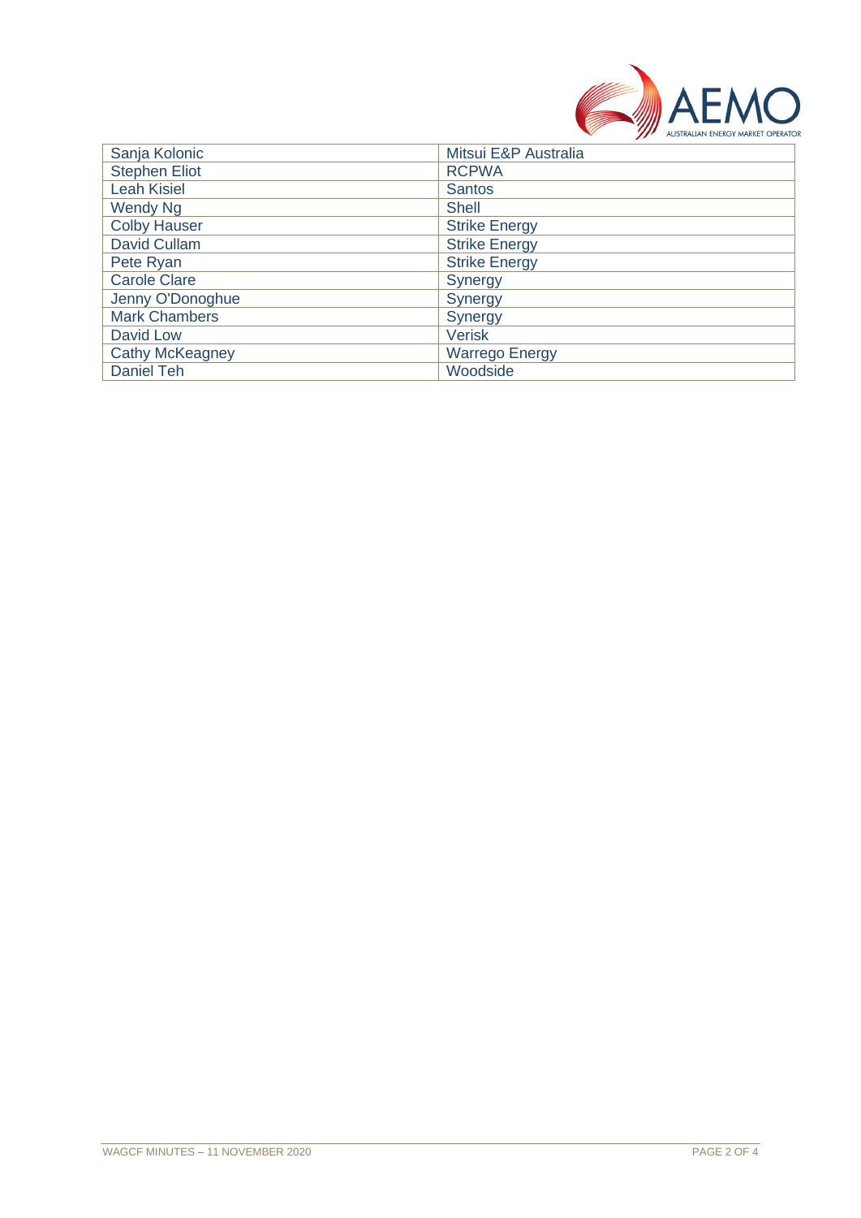| | |
|---|---|
| Sanja Kolonic | Mitsui E&P Australia |
| Stephen Eliot | RCPWA |
| Leah Kisiel | Santos |
| Wendy Ng | Shell |
| Colby Hauser | Strike Energy |
| David Cullam | Strike Energy |
| Pete Ryan | Strike Energy |
| Carole Clare | Synergy |
| Jenny O'Donoghue | Synergy |
| Mark Chambers | Synergy |
| David Low | Verisk |
| Cathy McKeagney | Warrego Energy |
| Daniel Teh | Woodside |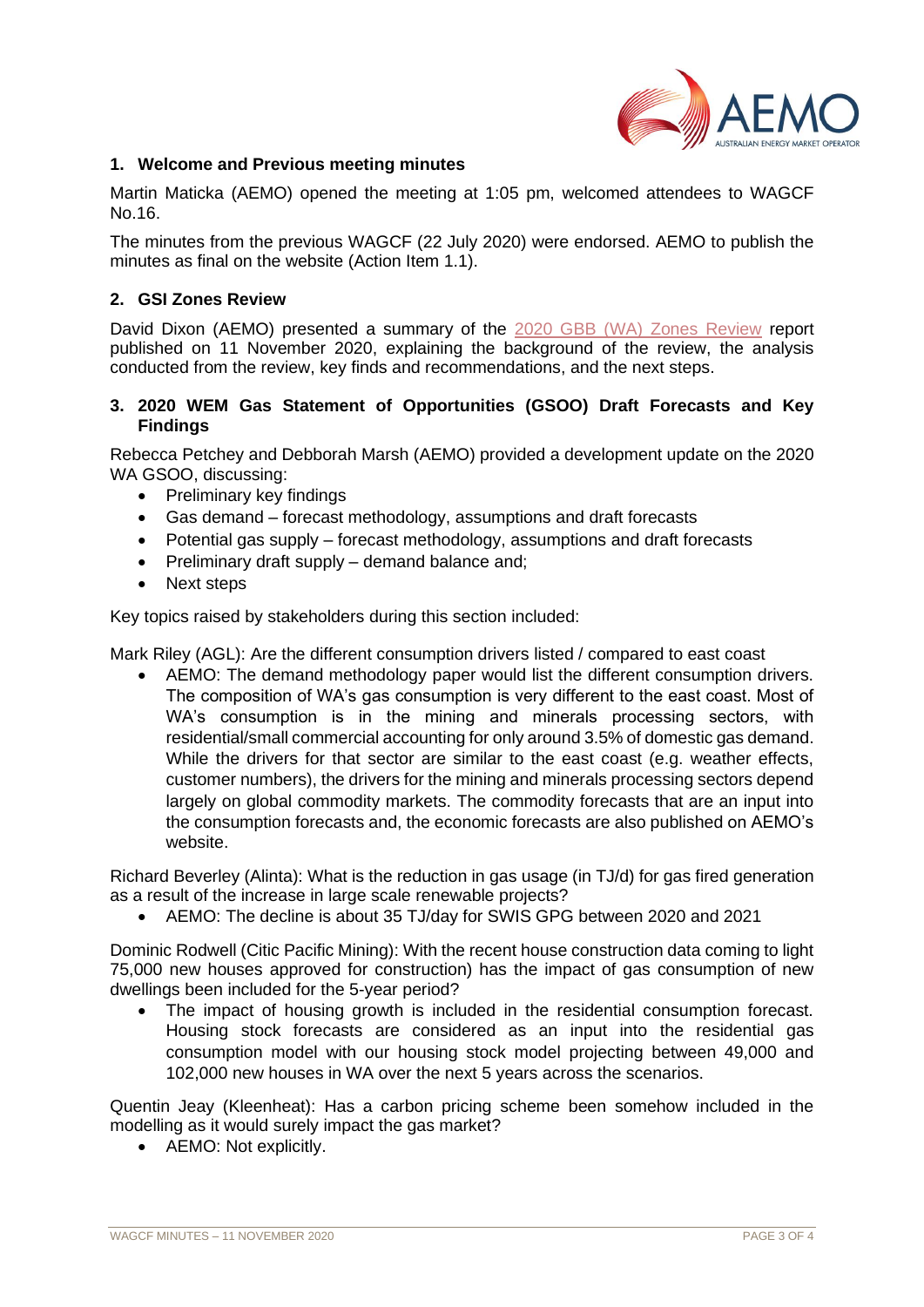## 1. Welcome and Previous meeting minutes

Martin Maticka (AEMO) opened the meeting at 1:05 pm, welcomed attendees to WAGCF No.16.

The minutes from the previous WAGCF (22 July 2020) were endorsed. AEMO to publish the minutes as final on the website (Action Item 1.1).

## 2. GSI Zones Review

David Dixon (AEMO) presented a summary of the 2020 GBB (WA) Zones Review report published on 11 November 2020, explaining the background of the review, the analysis conducted from the review, key finds and recommendations, and the next steps.

## 3. 2020 WEM Gas Statement of Opportunities (GSOO) Draft Forecasts and Key Findings

Rebecca Petchey and Debborah Marsh (AEMO) provided a development update on the 2020 WA GSOO, discussing:

- Preliminary key findings
- Gas demand – forecast methodology, assumptions and draft forecasts
- Potential gas supply – forecast methodology, assumptions and draft forecasts
- Preliminary draft supply – demand balance and;
- Next steps

Key topics raised by stakeholders during this section included:

Mark Riley (AGL): Are the different consumption drivers listed / compared to east coast

- AEMO: The demand methodology paper would list the different consumption drivers. The composition of WA's gas consumption is very different to the east coast. Most of WA's consumption is in the mining and minerals processing sectors, with residential/small commercial accounting for only around 3.5% of domestic gas demand. While the drivers for that sector are similar to the east coast (e.g. weather effects, customer numbers), the drivers for the mining and minerals processing sectors depend largely on global commodity markets. The commodity forecasts that are an input into the consumption forecasts and, the economic forecasts are also published on AEMO's website.

Richard Beverley (Alinta): What is the reduction in gas usage (in TJ/d) for gas fired generation as a result of the increase in large scale renewable projects?

- AEMO: The decline is about 35 TJ/day for SWIS GPG between 2020 and 2021

Dominic Rodwell (Citic Pacific Mining): With the recent house construction data coming to light 75,000 new houses approved for construction) has the impact of gas consumption of new dwellings been included for the 5-year period?

- The impact of housing growth is included in the residential consumption forecast. Housing stock forecasts are considered as an input into the residential gas consumption model with our housing stock model projecting between 49,000 and 102,000 new houses in WA over the next 5 years across the scenarios.

Quentin Jeay (Kleenheat): Has a carbon pricing scheme been somehow included in the modelling as it would surely impact the gas market?

- AEMO: Not explicitly.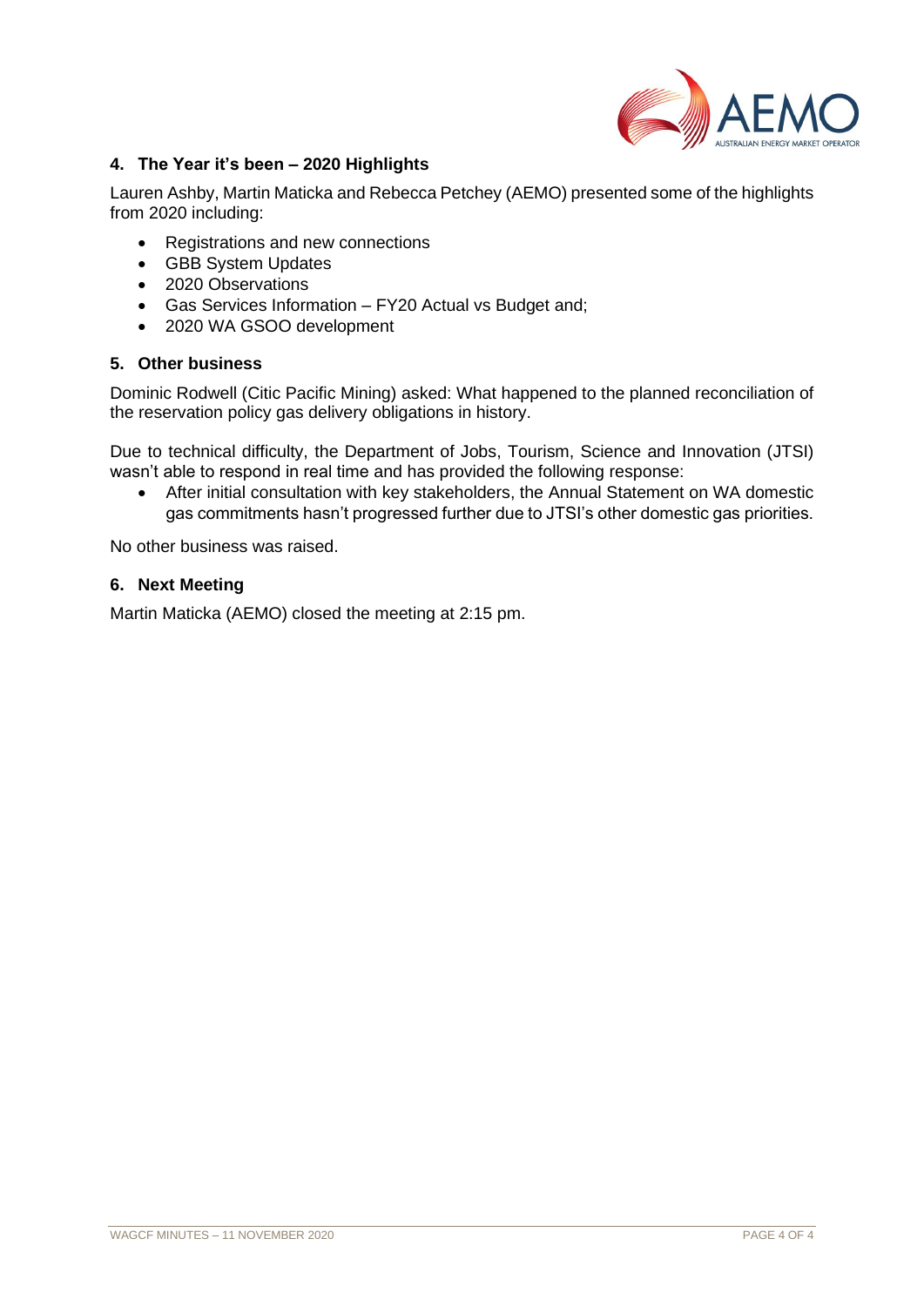## 4. The Year it's been – 2020 Highlights

Lauren Ashby, Martin Maticka and Rebecca Petchey (AEMO) presented some of the highlights from 2020 including:

- Registrations and new connections
- GBB System Updates
- 2020 Observations
- Gas Services Information – FY20 Actual vs Budget and;
- 2020 WA GSOO development

## 5. Other business

Dominic Rodwell (Citic Pacific Mining) asked: What happened to the planned reconciliation of the reservation policy gas delivery obligations in history.

Due to technical difficulty, the Department of Jobs, Tourism, Science and Innovation (JTSI) wasn't able to respond in real time and has provided the following response:

- After initial consultation with key stakeholders, the Annual Statement on WA domestic gas commitments hasn't progressed further due to JTSI's other domestic gas priorities.

No other business was raised.

## 6. Next Meeting

Martin Maticka (AEMO) closed the meeting at 2:15 pm.